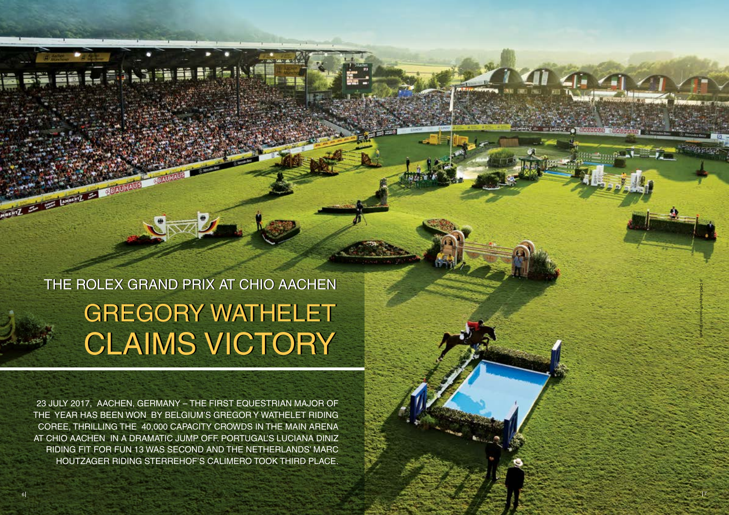## THE ROLEX GRAND PRIX AT CHIO AACHEN

# GREGORY WATHELET CLAIMS VICTORY

23 JULY 2017, AACHEN, GERMANY – THE FIRST EQUESTRIAN MAJOR OF THE YEAR HAS BEEN WON BY BELGIUM'S GREGOR Y WATHELET RIDING COREE, THRILLING THE 40,000 CAPACITY CROWDS IN THE MAIN ARENA AT CHIO AACHEN IN A DRAMATIC JUMP OFF. PORTUGAL'S LUCIANA DINIZ RIDING FIT FOR FUN 13 WAS SECOND AND THE NETHERLANDS' MARC HOUTZAGER RIDING STERREHOF'S CALIMERO TOOK THIRD PLACE.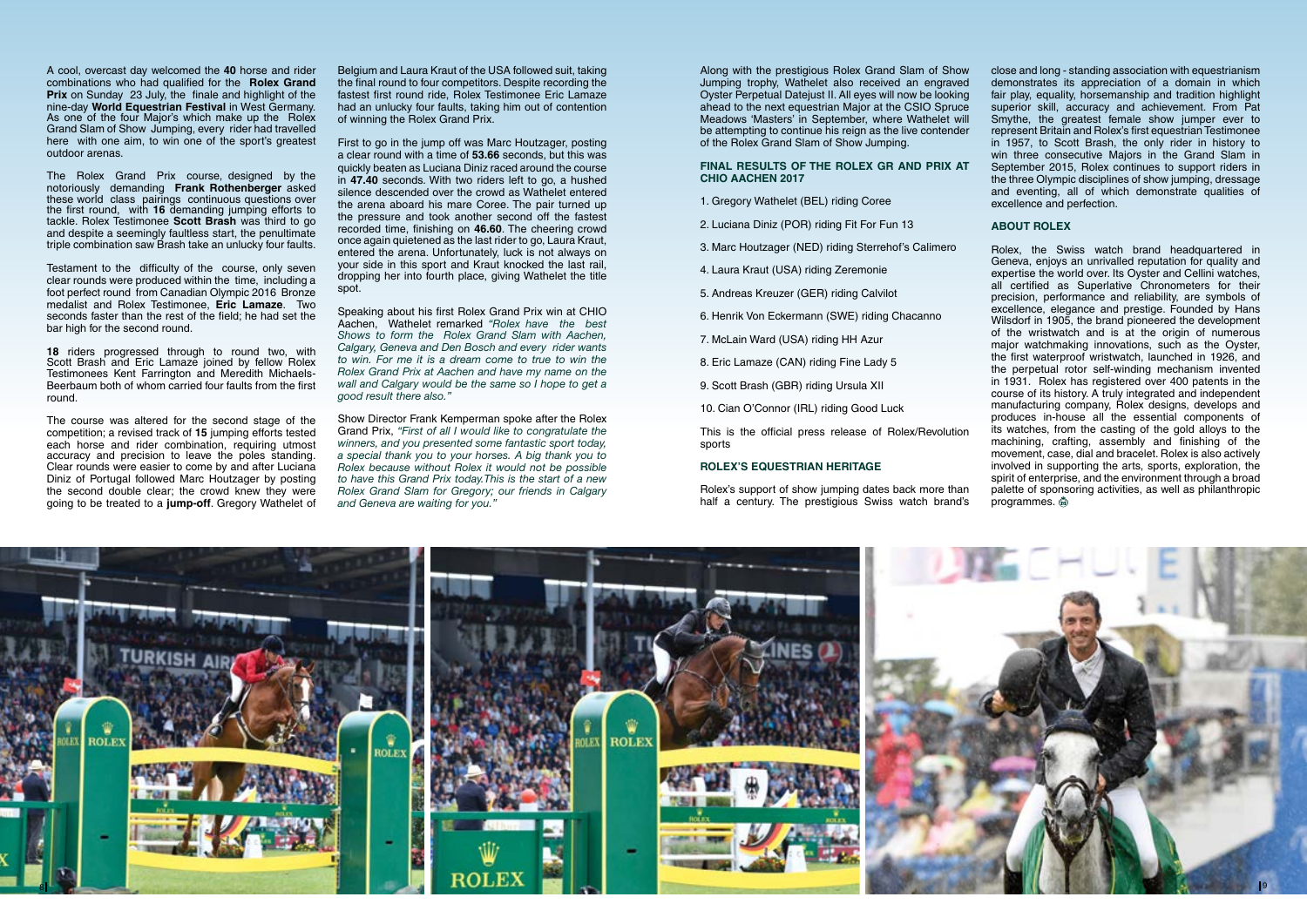A cool, overcast day welcomed the **40** horse and rider combinations who had qualified for the **Rolex Grand Prix** on Sunday 23 July, the finale and highlight of the nine-day **World Equestrian Festival** in West Germany. As one of the four Major's which make up the Rolex Grand Slam of Show Jumping, every rider had travelled here with one aim, to win one of the sport's greatest outdoor arenas.

The Rolex Grand Prix course, designed by the notoriously demanding **Frank Rothenberger** asked these world class pairings continuous questions over the first round, with **16** demanding jumping efforts to tackle. Rolex Testimonee **Scott Brash** was third to go and despite a seemingly faultless start, the penultimate triple combination saw Brash take an unlucky four faults.

Testament to the difficulty of the course, only seven clear rounds were produced within the time, including a foot perfect round from Canadian Olympic 2016 Bronze medalist and Rolex Testimonee, **Eric Lamaze**. Two seconds faster than the rest of the field; he had set the bar high for the second round.

**18** riders progressed through to round two, with Scott Brash and Eric Lamaze joined by fellow Rolex Testimonees Kent Farrington and Meredith Michaels-Beerbaum both of whom carried four faults from the first round.

The course was altered for the second stage of the competition; a revised track of **15** jumping efforts tested each horse and rider combination, requiring utmost accuracy and precision to leave the poles standing. Clear rounds were easier to come by and after Luciana Diniz of Portugal followed Marc Houtzager by posting the second double clear; the crowd knew they were going to be treated to a **jump-off**. Gregory Wathelet of Belgium and Laura Kraut of the USA followed suit, taking the final round to four competitors. Despite recording the fastest first round ride, Rolex Testimonee Eric Lamaze had an unlucky four faults, taking him out of contention of winning the Rolex Grand Prix.

First to go in the jump off was Marc Houtzager, posting a clear round with a time of **53.66** seconds, but this was quickly beaten as Luciana Diniz raced around the course in **47.40** seconds. With two riders left to go, a hushed silence descended over the crowd as Wathelet entered the arena aboard his mare Coree. The pair turned up the pressure and took another second off the fastest recorded time, finishing on **46.60**. The cheering crowd once again quietened as the last rider to go, Laura Kraut, entered the arena. Unfortunately, luck is not always on your side in this sport and Kraut knocked the last rail, dropping her into fourth place, giving Wathelet the title spot.

Speaking about his first Rolex Grand Prix win at CHIO Aachen, Wathelet remarked *"Rolex have the best Shows to form the Rolex Grand Slam with Aachen, Calgary, Geneva and Den Bosch and every rider wants to win. For me it is a dream come to true to win the Rolex Grand Prix at Aachen and have my name on the wall and Calgary would be the same so I hope to get a good result there also."*

Show Director Frank Kemperman spoke after the Rolex Grand Prix, *"First of all I would like to congratulate the winners, and you presented some fantastic sport today, a special thank you to your horses. A big thank you to Rolex because without Rolex it would not be possible to have this Grand Prix today.This is the start of a new Rolex Grand Slam for Gregory; our friends in Calgary and Geneva are waiting for you."*

Along with the prestigious Rolex Grand Slam of Show Jumping trophy, Wathelet also received an engraved Oyster Perpetual Datejust II. All eyes will now be looking ahead to the next equestrian Major at the CSIO Spruce Meadows 'Masters' in September, where Wathelet will be attempting to continue his reign as the live contender of the Rolex Grand Slam of Show Jumping.

### FINAL RESULTS OF THE ROLEX GR AND PRIX AT CHIO AACHEN 2017

1. Gregory Wathelet (BEL) riding Coree
2. Luciana Diniz (POR) riding Fit For Fun 13
3. Marc Houtzager (NED) riding Sterrehof's Calimero
4. Laura Kraut (USA) riding Zeremonie
5. Andreas Kreuzer (GER) riding Calvilot
6. Henrik Von Eckermann (SWE) riding Chacanno
7. McLain Ward (USA) riding HH Azur
8. Eric Lamaze (CAN) riding Fine Lady 5
9. Scott Brash (GBR) riding Ursula XII
10. Cian O'Connor (IRL) riding Good Luck

This is the official press release of Rolex/Revolution sports

### ROLEX'S EQUESTRIAN HERITAGE

Rolex's support of show jumping dates back more than half a century. The prestigious Swiss watch brand's close and long - standing association with equestrianism demonstrates its appreciation of a domain in which fair play, equality, horsemanship and tradition highlight superior skill, accuracy and achievement. From Pat Smythe, the greatest female show jumper ever to represent Britain and Rolex's first equestrian Testimonee in 1957, to Scott Brash, the only rider in history to win three consecutive Majors in the Grand Slam in September 2015, Rolex continues to support riders in the three Olympic disciplines of show jumping, dressage and eventing, all of which demonstrate qualities of excellence and perfection.

### ABOUT ROLEX

Rolex, the Swiss watch brand headquartered in Geneva, enjoys an unrivalled reputation for quality and expertise the world over. Its Oyster and Cellini watches, all certified as Superlative Chronometers for their precision, performance and reliability, are symbols of excellence, elegance and prestige. Founded by Hans Wilsdorf in 1905, the brand pioneered the development of the wristwatch and is at the origin of numerous major watchmaking innovations, such as the Oyster, the first waterproof wristwatch, launched in 1926, and the perpetual rotor self-winding mechanism invented in 1931. Rolex has registered over 400 patents in the course of its history. A truly integrated and independent manufacturing company, Rolex designs, develops and produces in-house all the essential components of its watches, from the casting of the gold alloys to the machining, crafting, assembly and finishing of the movement, case, dial and bracelet. Rolex is also actively involved in supporting the arts, sports, exploration, the spirit of enterprise, and the environment through a broad palette of sponsoring activities, as well as philanthropic programmes.